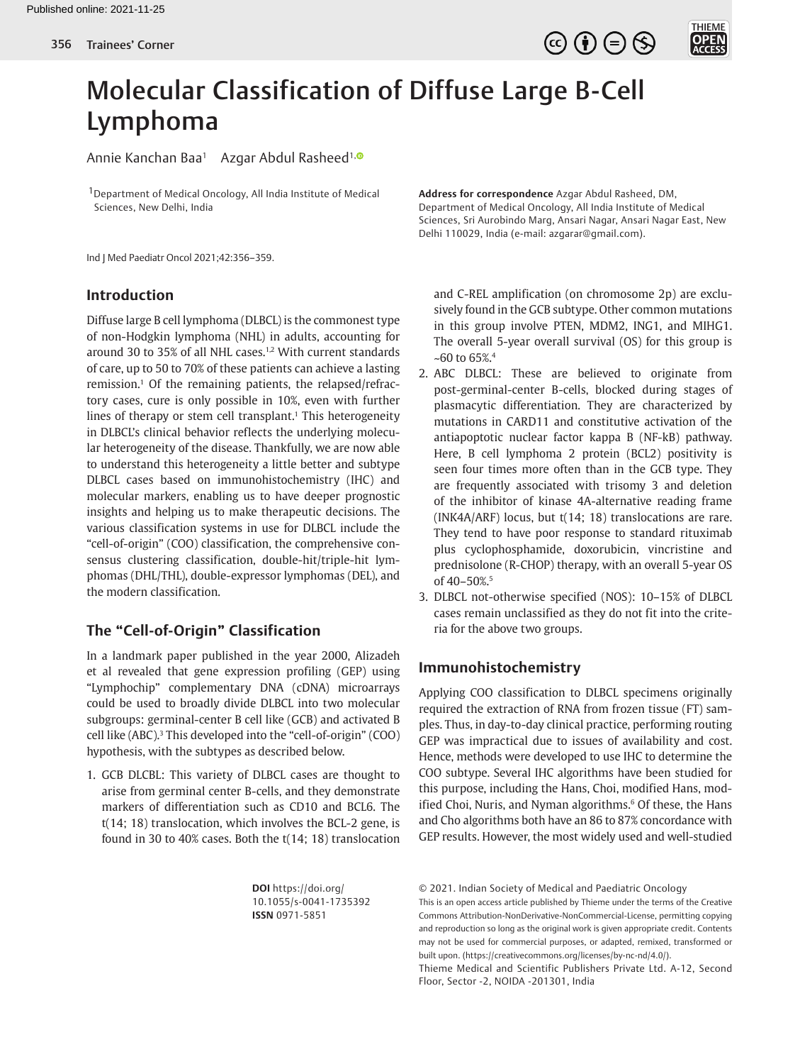# Molecular Classification of Diffuse Large B-Cell Lymphoma

Annie Kanchan Baa[1] Azgar Abdul Rasheed[1]

[1]Department of Medical Oncology, All India Institute of Medical Sciences, New Delhi, India

**Address for correspondence** Azgar Abdul Rasheed, DM, Department of Medical Oncology, All India Institute of Medical Sciences, Sri Aurobindo Marg, Ansari Nagar, Ansari Nagar East, New Delhi 110029, India (e-mail: azgarar@gmail.com).

Ind J Med Paediatr Oncol 2021;42:356–359.

## Introduction

Diffuse large B cell lymphoma (DLBCL) is the commonest type of non-Hodgkin lymphoma (NHL) in adults, accounting for around 30 to 35% of all NHL cases.[1,2] With current standards of care, up to 50 to 70% of these patients can achieve a lasting remission.[1] Of the remaining patients, the relapsed/refractory cases, cure is only possible in 10%, even with further lines of therapy or stem cell transplant.[1] This heterogeneity in DLBCL's clinical behavior reflects the underlying molecular heterogeneity of the disease. Thankfully, we are now able to understand this heterogeneity a little better and subtype DLBCL cases based on immunohistochemistry (IHC) and molecular markers, enabling us to have deeper prognostic insights and helping us to make therapeutic decisions. The various classification systems in use for DLBCL include the "cell-of-origin" (COO) classification, the comprehensive consensus clustering classification, double-hit/triple-hit lymphomas (DHL/THL), double-expressor lymphomas (DEL), and the modern classification.

## The "Cell-of-Origin" Classification

In a landmark paper published in the year 2000, Alizadeh et al revealed that gene expression profiling (GEP) using "Lymphochip" complementary DNA (cDNA) microarrays could be used to broadly divide DLBCL into two molecular subgroups: germinal-center B cell like (GCB) and activated B cell like (ABC).[3] This developed into the "cell-of-origin" (COO) hypothesis, with the subtypes as described below.

1. GCB DLCBL: This variety of DLBCL cases are thought to arise from germinal center B-cells, and they demonstrate markers of differentiation such as CD10 and BCL6. The t(14; 18) translocation, which involves the BCL-2 gene, is found in 30 to 40% cases. Both the t(14; 18) translocation and C-REL amplification (on chromosome 2p) are exclusively found in the GCB subtype. Other common mutations in this group involve PTEN, MDM2, ING1, and MIHG1. The overall 5-year overall survival (OS) for this group is ~60 to 65%.[4]
2. ABC DLBCL: These are believed to originate from post-germinal-center B-cells, blocked during stages of plasmacytic differentiation. They are characterized by mutations in CARD11 and constitutive activation of the antiapoptotic nuclear factor kappa B (NF-kB) pathway. Here, B cell lymphoma 2 protein (BCL2) positivity is seen four times more often than in the GCB type. They are frequently associated with trisomy 3 and deletion of the inhibitor of kinase 4A-alternative reading frame (INK4A/ARF) locus, but t(14; 18) translocations are rare. They tend to have poor response to standard rituximab plus cyclophosphamide, doxorubicin, vincristine and prednisolone (R-CHOP) therapy, with an overall 5-year OS of 40–50%.[5]
3. DLBCL not-otherwise specified (NOS): 10–15% of DLBCL cases remain unclassified as they do not fit into the criteria for the above two groups.

## Immunohistochemistry

Applying COO classification to DLBCL specimens originally required the extraction of RNA from frozen tissue (FT) samples. Thus, in day-to-day clinical practice, performing routing GEP was impractical due to issues of availability and cost. Hence, methods were developed to use IHC to determine the COO subtype. Several IHC algorithms have been studied for this purpose, including the Hans, Choi, modified Hans, modified Choi, Nuris, and Nyman algorithms.[6] Of these, the Hans and Cho algorithms both have an 86 to 87% concordance with GEP results. However, the most widely used and well-studied

**DOI** https://doi.org/10.1055/s-0041-1735392
**ISSN** 0971-5851

© 2021. Indian Society of Medical and Paediatric Oncology

This is an open access article published by Thieme under the terms of the Creative Commons Attribution-NonDerivative-NonCommercial-License, permitting copying and reproduction so long as the original work is given appropriate credit. Contents may not be used for commercial purposes, or adapted, remixed, transformed or built upon. (https://creativecommons.org/licenses/by-nc-nd/4.0/).

Thieme Medical and Scientific Publishers Private Ltd. A-12, Second Floor, Sector -2, NOIDA -201301, India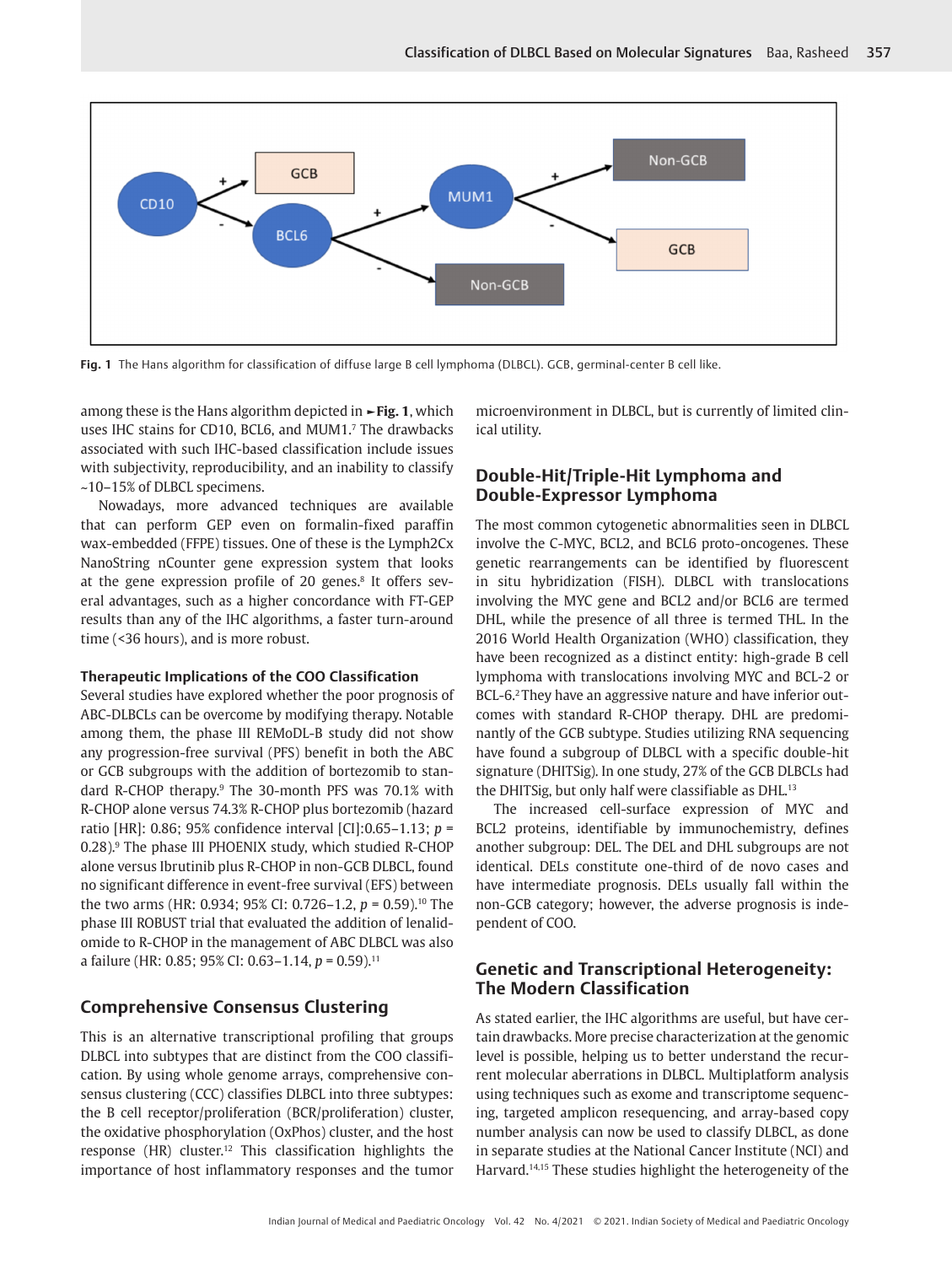Fig. 1 The Hans algorithm for classification of diffuse large B cell lymphoma (DLBCL). GCB, germinal-center B cell like.

among these is the Hans algorithm depicted in ►Fig. 1, which uses IHC stains for CD10, BCL6, and MUM1.[7] The drawbacks associated with such IHC-based classification include issues with subjectivity, reproducibility, and an inability to classify ~10–15% of DLBCL specimens.

Nowadays, more advanced techniques are available that can perform GEP even on formalin-fixed paraffin wax-embedded (FFPE) tissues. One of these is the Lymph2Cx NanoString nCounter gene expression system that looks at the gene expression profile of 20 genes.[8] It offers several advantages, such as a higher concordance with FT-GEP results than any of the IHC algorithms, a faster turn-around time (<36 hours), and is more robust.

#### Therapeutic Implications of the COO Classification

Several studies have explored whether the poor prognosis of ABC-DLBCLs can be overcome by modifying therapy. Notable among them, the phase III REMoDL-B study did not show any progression-free survival (PFS) benefit in both the ABC or GCB subgroups with the addition of bortezomib to standard R-CHOP therapy.[9] The 30-month PFS was 70.1% with R-CHOP alone versus 74.3% R-CHOP plus bortezomib (hazard ratio [HR]: 0.86; 95% confidence interval [CI]:0.65–1.13; $p$ = 0.28).[9] The phase III PHOENIX study, which studied R-CHOP alone versus Ibrutinib plus R-CHOP in non-GCB DLBCL, found no significant difference in event-free survival (EFS) between the two arms (HR: 0.934; 95% CI: 0.726–1.2, $p$ = 0.59).[10] The phase III ROBUST trial that evaluated the addition of lenalidomide to R-CHOP in the management of ABC DLBCL was also a failure (HR: 0.85; 95% CI: 0.63–1.14, $p$ = 0.59).[11]

## Comprehensive Consensus Clustering

This is an alternative transcriptional profiling that groups DLBCL into subtypes that are distinct from the COO classification. By using whole genome arrays, comprehensive consensus clustering (CCC) classifies DLBCL into three subtypes: the B cell receptor/proliferation (BCR/proliferation) cluster, the oxidative phosphorylation (OxPhos) cluster, and the host response (HR) cluster.[12] This classification highlights the importance of host inflammatory responses and the tumor microenvironment in DLBCL, but is currently of limited clinical utility.

## Double-Hit/Triple-Hit Lymphoma and Double-Expressor Lymphoma

The most common cytogenetic abnormalities seen in DLBCL involve the C-MYC, BCL2, and BCL6 proto-oncogenes. These genetic rearrangements can be identified by fluorescent in situ hybridization (FISH). DLBCL with translocations involving the MYC gene and BCL2 and/or BCL6 are termed DHL, while the presence of all three is termed THL. In the 2016 World Health Organization (WHO) classification, they have been recognized as a distinct entity: high-grade B cell lymphoma with translocations involving MYC and BCL-2 or BCL-6.[2] They have an aggressive nature and have inferior outcomes with standard R-CHOP therapy. DHL are predominantly of the GCB subtype. Studies utilizing RNA sequencing have found a subgroup of DLBCL with a specific double-hit signature (DHITSig). In one study, 27% of the GCB DLBCLs had the DHITSig, but only half were classifiable as DHL.[13]

The increased cell-surface expression of MYC and BCL2 proteins, identifiable by immunochemistry, defines another subgroup: DEL. The DEL and DHL subgroups are not identical. DELs constitute one-third of de novo cases and have intermediate prognosis. DELs usually fall within the non-GCB category; however, the adverse prognosis is independent of COO.

## Genetic and Transcriptional Heterogeneity: The Modern Classification

As stated earlier, the IHC algorithms are useful, but have certain drawbacks. More precise characterization at the genomic level is possible, helping us to better understand the recurrent molecular aberrations in DLBCL. Multiplatform analysis using techniques such as exome and transcriptome sequencing, targeted amplicon resequencing, and array-based copy number analysis can now be used to classify DLBCL, as done in separate studies at the National Cancer Institute (NCI) and Harvard.[14,15] These studies highlight the heterogeneity of the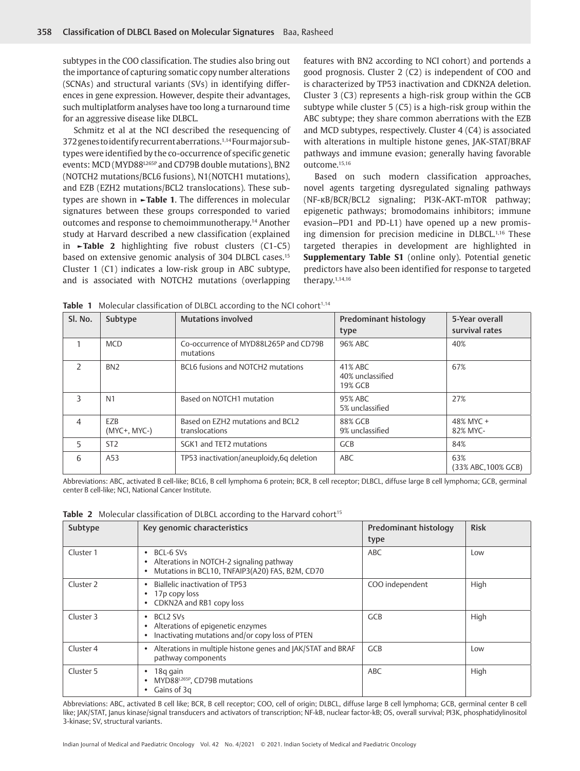subtypes in the COO classification. The studies also bring out the importance of capturing somatic copy number alterations (SCNAs) and structural variants (SVs) in identifying differences in gene expression. However, despite their advantages, such multiplatform analyses have too long a turnaround time for an aggressive disease like DLBCL.

Schmitz et al at the NCI described the resequencing of 372 genes to identify recurrent aberrations.[1,14] Four major subtypes were identified by the co-occurrence of specific genetic events: MCD (MYD88$^{L265P}$ and CD79B double mutations), BN2 (NOTCH2 mutations/BCL6 fusions), N1(NOTCH1 mutations), and EZB (EZH2 mutations/BCL2 translocations). These subtypes are shown in ►**Table 1**. The differences in molecular signatures between these groups corresponded to varied outcomes and response to chemoimmunotherapy.[14] Another study at Harvard described a new classification (explained in ►**Table 2** highlighting five robust clusters (C1-C5) based on extensive genomic analysis of 304 DLBCL cases.[15] Cluster 1 (C1) indicates a low-risk group in ABC subtype, and is associated with NOTCH2 mutations (overlapping features with BN2 according to NCI cohort) and portends a good prognosis. Cluster 2 (C2) is independent of COO and is characterized by TP53 inactivation and CDKN2A deletion. Cluster 3 (C3) represents a high-risk group within the GCB subtype while cluster 5 (C5) is a high-risk group within the ABC subtype; they share common aberrations with the EZB and MCD subtypes, respectively. Cluster 4 (C4) is associated with alterations in multiple histone genes, JAK-STAT/BRAF pathways and immune evasion; generally having favorable outcome.[15,16]

Based on such modern classification approaches, novel agents targeting dysregulated signaling pathways (NF-κB/BCR/BCL2 signaling; PI3K-AKT-mTOR pathway; epigenetic pathways; bromodomains inhibitors; immune evasion—PD1 and PD-L1) have opened up a new promising dimension for precision medicine in DLBCL.[1,16] These targeted therapies in development are highlighted in **Supplementary Table S1** (online only). Potential genetic predictors have also been identified for response to targeted therapy.[1,14,16]

**Table 1** Molecular classification of DLBCL according to the NCI cohort[1,14]

| Sl. No. | Subtype | Mutations involved | Predominant histology type | 5-Year overall survival rates |
|---|---|---|---|---|
| 1 | MCD | Co-occurrence of MYD88L265P and CD79B mutations | 96% ABC | 40% |
| 2 | BN2 | BCL6 fusions and NOTCH2 mutations | 41% ABC<br>40% unclassified<br>19% GCB | 67% |
| 3 | N1 | Based on NOTCH1 mutation | 95% ABC<br>5% unclassified | 27% |
| 4 | EZB<br>(MYC+, MYC-) | Based on EZH2 mutations and BCL2 translocations | 88% GCB<br>9% unclassified | 48% MYC +<br>82% MYC- |
| 5 | ST2 | SGK1 and TET2 mutations | GCB | 84% |
| 6 | A53 | TP53 inactivation/aneuploidy,6q deletion | ABC | 63%<br>(33% ABC,100% GCB) |

Abbreviations: ABC, activated B cell-like; BCL6, B cell lymphoma 6 protein; BCR, B cell receptor; DLBCL, diffuse large B cell lymphoma; GCB, germinal center B cell-like; NCI, National Cancer Institute.

**Table 2** Molecular classification of DLBCL according to the Harvard cohort[15]

| Subtype | Key genomic characteristics | Predominant histology type | Risk |
|---|---|---|---|
| Cluster 1 | • BCL-6 SVs<br>• Alterations in NOTCH-2 signaling pathway<br>• Mutations in BCL10, TNFAIP3(A20) FAS, B2M, CD70 | ABC | Low |
| Cluster 2 | • Biallelic inactivation of TP53<br>• 17p copy loss<br>• CDKN2A and RB1 copy loss | COO independent | High |
| Cluster 3 | • BCL2 SVs<br>• Alterations of epigenetic enzymes<br>• Inactivating mutations and/or copy loss of PTEN | GCB | High |
| Cluster 4 | • Alterations in multiple histone genes and JAK/STAT and BRAF pathway components | GCB | Low |
| Cluster 5 | • 18q gain<br>• MYD88$^{L265P}$, CD79B mutations<br>• Gains of 3q | ABC | High |

Abbreviations: ABC, activated B cell like; BCR, B cell receptor; COO, cell of origin; DLBCL, diffuse large B cell lymphoma; GCB, germinal center B cell like; JAK/STAT, Janus kinase/signal transducers and activators of transcription; NF-kB, nuclear factor-kB; OS, overall survival; PI3K, phosphatidylinositol 3-kinase; SV, structural variants.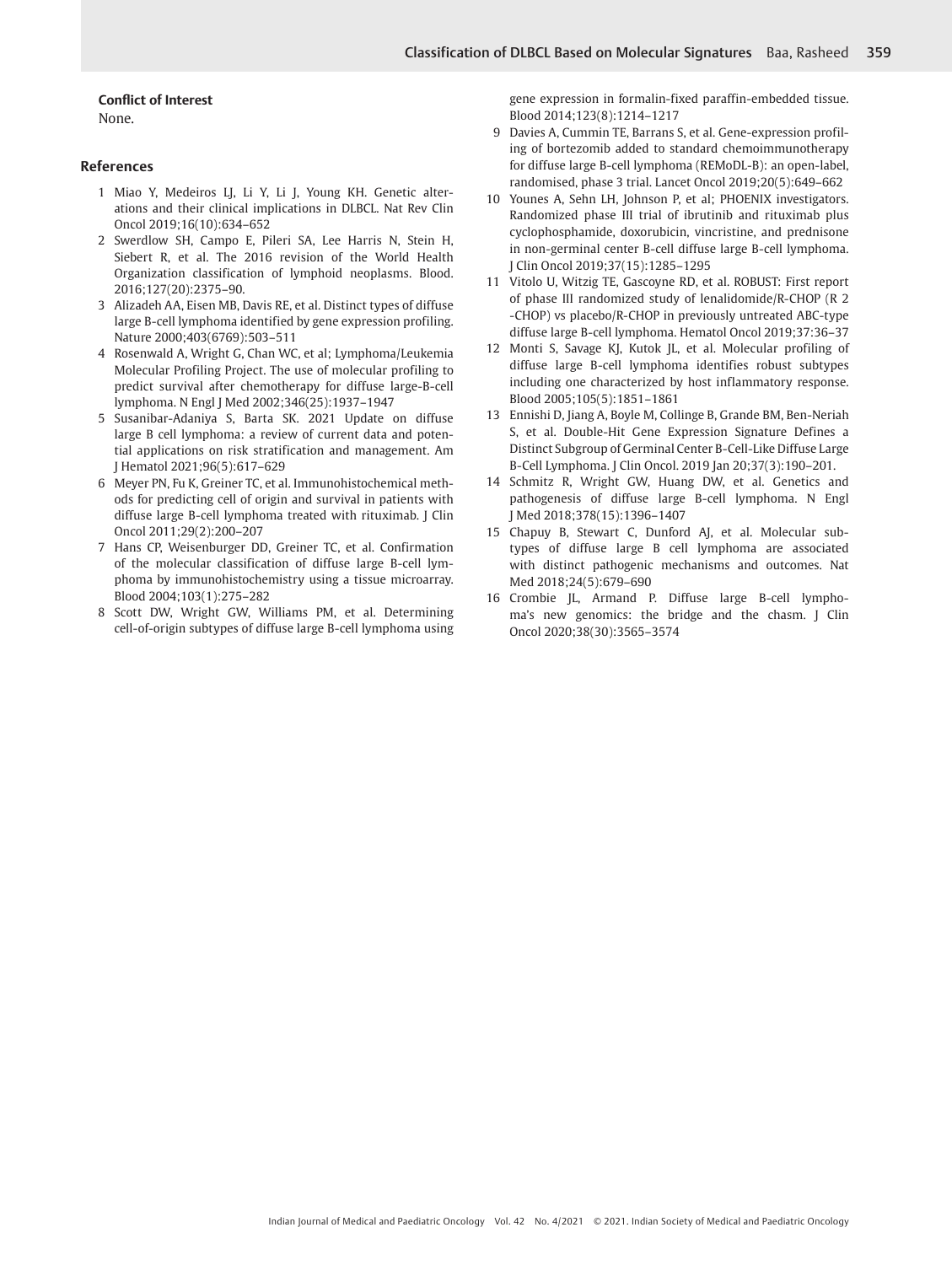**Conflict of Interest**

None.

## References

1. Miao Y, Medeiros LJ, Li Y, Li J, Young KH. Genetic alterations and their clinical implications in DLBCL. Nat Rev Clin Oncol 2019;16(10):634–652
2. Swerdlow SH, Campo E, Pileri SA, Lee Harris N, Stein H, Siebert R, et al. The 2016 revision of the World Health Organization classification of lymphoid neoplasms. Blood. 2016;127(20):2375–90.
3. Alizadeh AA, Eisen MB, Davis RE, et al. Distinct types of diffuse large B-cell lymphoma identified by gene expression profiling. Nature 2000;403(6769):503–511
4. Rosenwald A, Wright G, Chan WC, et al; Lymphoma/Leukemia Molecular Profiling Project. The use of molecular profiling to predict survival after chemotherapy for diffuse large-B-cell lymphoma. N Engl J Med 2002;346(25):1937–1947
5. Susanibar-Adaniya S, Barta SK. 2021 Update on diffuse large B cell lymphoma: a review of current data and potential applications on risk stratification and management. Am J Hematol 2021;96(5):617–629
6. Meyer PN, Fu K, Greiner TC, et al. Immunohistochemical methods for predicting cell of origin and survival in patients with diffuse large B-cell lymphoma treated with rituximab. J Clin Oncol 2011;29(2):200–207
7. Hans CP, Weisenburger DD, Greiner TC, et al. Confirmation of the molecular classification of diffuse large B-cell lymphoma by immunohistochemistry using a tissue microarray. Blood 2004;103(1):275–282
8. Scott DW, Wright GW, Williams PM, et al. Determining cell-of-origin subtypes of diffuse large B-cell lymphoma using gene expression in formalin-fixed paraffin-embedded tissue. Blood 2014;123(8):1214–1217
9. Davies A, Cummin TE, Barrans S, et al. Gene-expression profiling of bortezomib added to standard chemoimmunotherapy for diffuse large B-cell lymphoma (REMoDL-B): an open-label, randomised, phase 3 trial. Lancet Oncol 2019;20(5):649–662
10. Younes A, Sehn LH, Johnson P, et al; PHOENIX investigators. Randomized phase III trial of ibrutinib and rituximab plus cyclophosphamide, doxorubicin, vincristine, and prednisone in non-germinal center B-cell diffuse large B-cell lymphoma. J Clin Oncol 2019;37(15):1285–1295
11. Vitolo U, Witzig TE, Gascoyne RD, et al. ROBUST: First report of phase III randomized study of lenalidomide/R-CHOP (R 2 -CHOP) vs placebo/R-CHOP in previously untreated ABC-type diffuse large B-cell lymphoma. Hematol Oncol 2019;37:36–37
12. Monti S, Savage KJ, Kutok JL, et al. Molecular profiling of diffuse large B-cell lymphoma identifies robust subtypes including one characterized by host inflammatory response. Blood 2005;105(5):1851–1861
13. Ennishi D, Jiang A, Boyle M, Collinge B, Grande BM, Ben-Neriah S, et al. Double-Hit Gene Expression Signature Defines a Distinct Subgroup of Germinal Center B-Cell-Like Diffuse Large B-Cell Lymphoma. J Clin Oncol. 2019 Jan 20;37(3):190–201.
14. Schmitz R, Wright GW, Huang DW, et al. Genetics and pathogenesis of diffuse large B-cell lymphoma. N Engl J Med 2018;378(15):1396–1407
15. Chapuy B, Stewart C, Dunford AJ, et al. Molecular subtypes of diffuse large B cell lymphoma are associated with distinct pathogenic mechanisms and outcomes. Nat Med 2018;24(5):679–690
16. Crombie JL, Armand P. Diffuse large B-cell lymphoma's new genomics: the bridge and the chasm. J Clin Oncol 2020;38(30):3565–3574